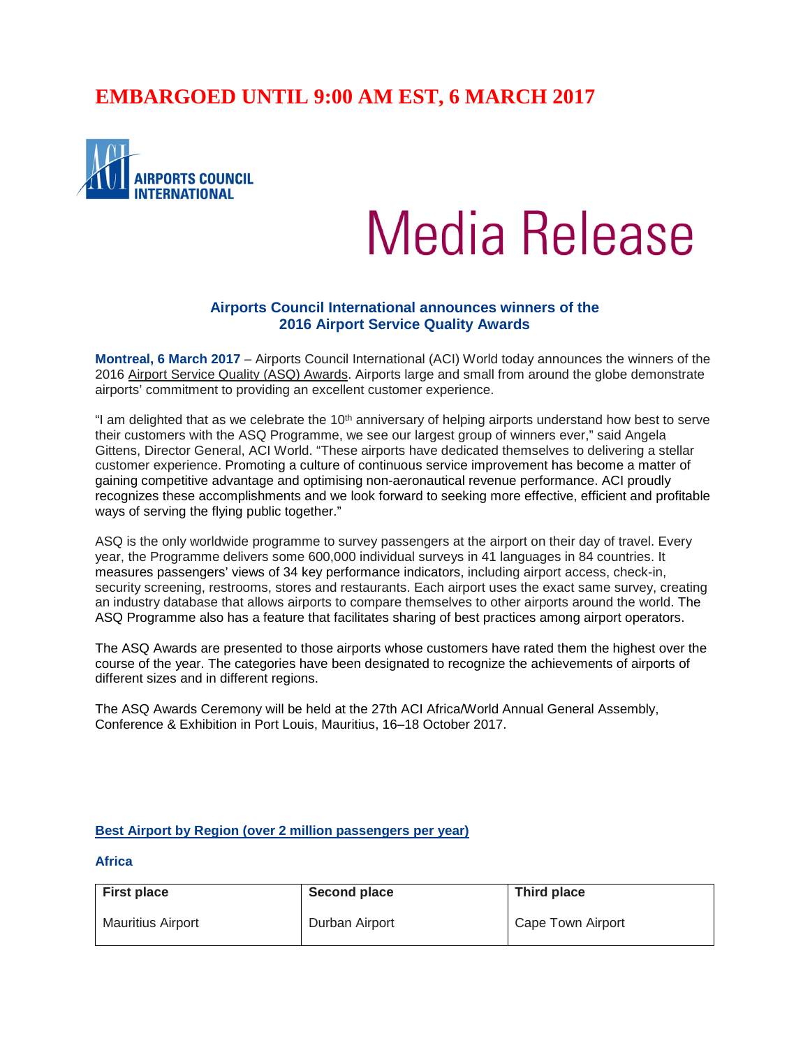**EMBARGOED UNTIL 9:00 AM EST, 6 MARCH 2017**

AIRPORTS COUNCIL INTERNATIONAL

# Media Release

## Airports Council International announces winners of the 2016 Airport Service Quality Awards

**Montreal, 6 March 2017** – Airports Council International (ACI) World today announces the winners of the 2016 Airport Service Quality (ASQ) Awards. Airports large and small from around the globe demonstrate airports' commitment to providing an excellent customer experience.

"I am delighted that as we celebrate the 10th anniversary of helping airports understand how best to serve their customers with the ASQ Programme, we see our largest group of winners ever," said Angela Gittens, Director General, ACI World. "These airports have dedicated themselves to delivering a stellar customer experience. Promoting a culture of continuous service improvement has become a matter of gaining competitive advantage and optimising non-aeronautical revenue performance. ACI proudly recognizes these accomplishments and we look forward to seeking more effective, efficient and profitable ways of serving the flying public together."

ASQ is the only worldwide programme to survey passengers at the airport on their day of travel. Every year, the Programme delivers some 600,000 individual surveys in 41 languages in 84 countries. It measures passengers' views of 34 key performance indicators, including airport access, check-in, security screening, restrooms, stores and restaurants. Each airport uses the exact same survey, creating an industry database that allows airports to compare themselves to other airports around the world. The ASQ Programme also has a feature that facilitates sharing of best practices among airport operators.

The ASQ Awards are presented to those airports whose customers have rated them the highest over the course of the year. The categories have been designated to recognize the achievements of airports of different sizes and in different regions.

The ASQ Awards Ceremony will be held at the 27th ACI Africa/World Annual General Assembly, Conference & Exhibition in Port Louis, Mauritius, 16–18 October 2017.

### Best Airport by Region (over 2 million passengers per year)

#### Africa

| First place | Second place | Third place |
|---|---|---|
| Mauritius Airport | Durban Airport | Cape Town Airport |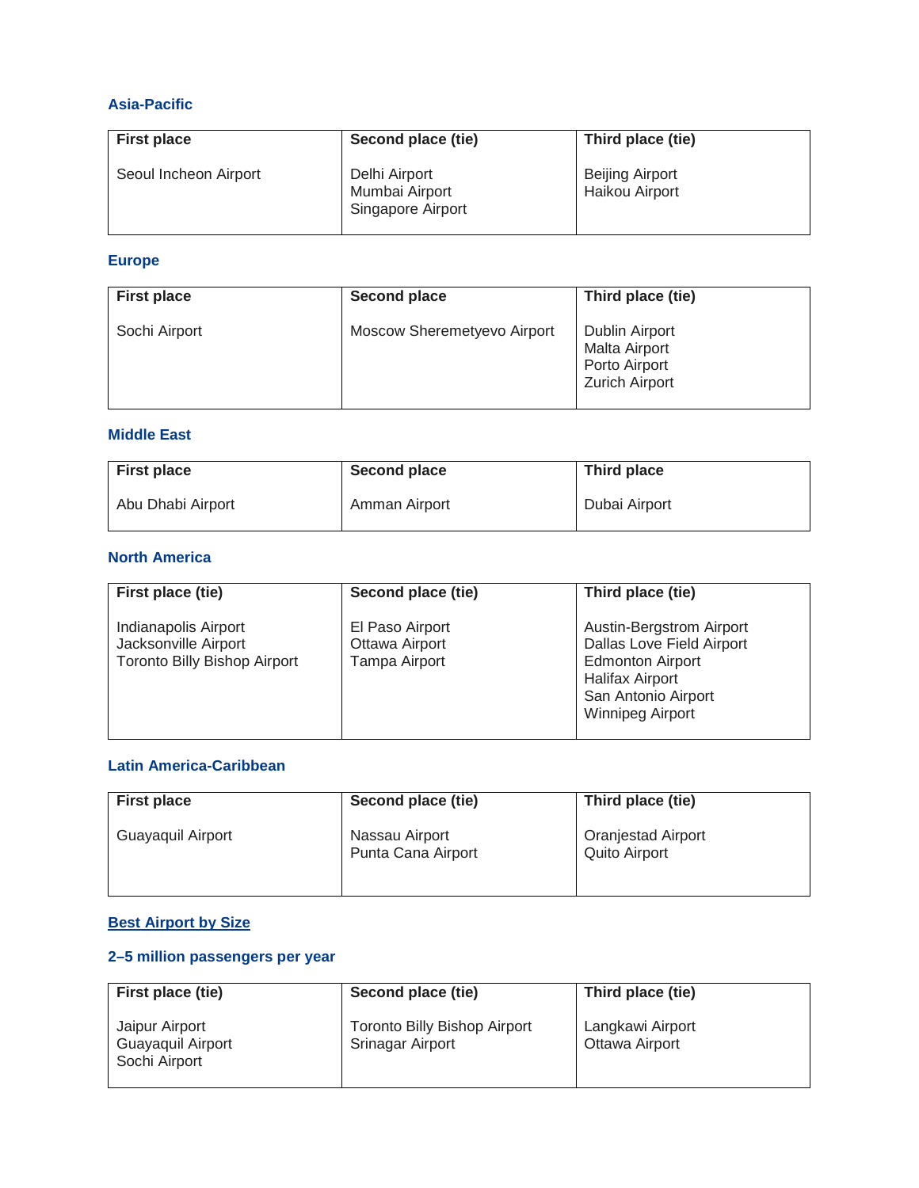### Asia-Pacific

| First place | Second place (tie) | Third place (tie) |
|---|---|---|
| Seoul Incheon Airport | Delhi Airport<br>Mumbai Airport<br>Singapore Airport | Beijing Airport<br>Haikou Airport |

### Europe

| First place | Second place | Third place (tie) |
|---|---|---|
| Sochi Airport | Moscow Sheremetyevo Airport | Dublin Airport<br>Malta Airport<br>Porto Airport<br>Zurich Airport |

### Middle East

| First place | Second place | Third place |
|---|---|---|
| Abu Dhabi Airport | Amman Airport | Dubai Airport |

### North America

| First place (tie) | Second place (tie) | Third place (tie) |
|---|---|---|
| Indianapolis Airport<br>Jacksonville Airport<br>Toronto Billy Bishop Airport | El Paso Airport<br>Ottawa Airport<br>Tampa Airport | Austin-Bergstrom Airport<br>Dallas Love Field Airport<br>Edmonton Airport<br>Halifax Airport<br>San Antonio Airport<br>Winnipeg Airport |

### Latin America-Caribbean

| First place | Second place (tie) | Third place (tie) |
|---|---|---|
| Guayaquil Airport | Nassau Airport<br>Punta Cana Airport | Oranjestad Airport<br>Quito Airport |

### Best Airport by Size

### 2–5 million passengers per year

| First place (tie) | Second place (tie) | Third place (tie) |
|---|---|---|
| Jaipur Airport<br>Guayaquil Airport<br>Sochi Airport | Toronto Billy Bishop Airport<br>Srinagar Airport | Langkawi Airport<br>Ottawa Airport |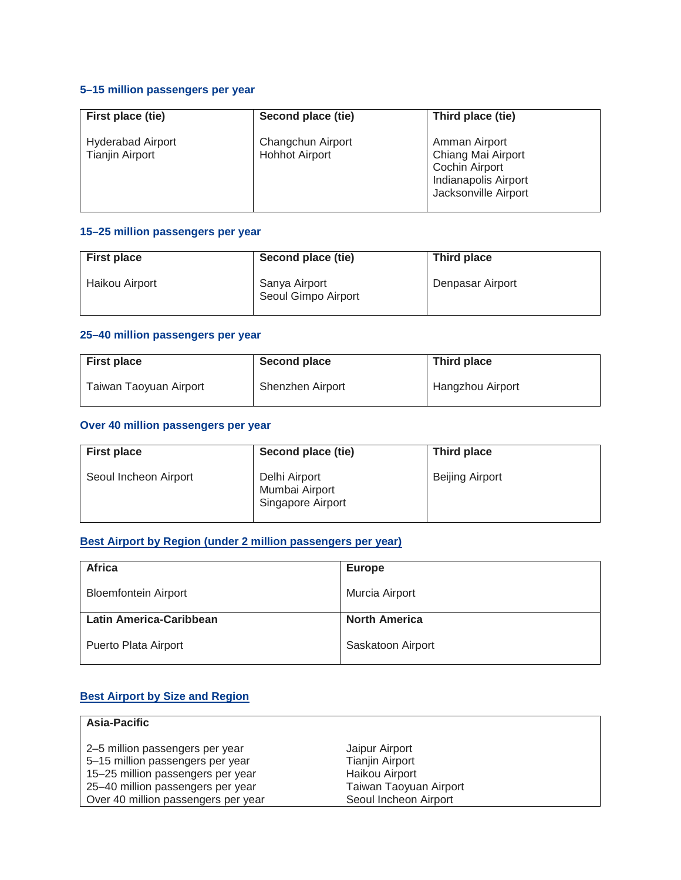### 5–15 million passengers per year

| First place (tie) | Second place (tie) | Third place (tie) |
|---|---|---|
| Hyderabad Airport<br>Tianjin Airport | Changchun Airport<br>Hohhot Airport | Amman Airport<br>Chiang Mai Airport<br>Cochin Airport<br>Indianapolis Airport<br>Jacksonville Airport |

### 15–25 million passengers per year

| First place | Second place (tie) | Third place |
|---|---|---|
| Haikou Airport | Sanya Airport<br>Seoul Gimpo Airport | Denpasar Airport |

### 25–40 million passengers per year

| First place | Second place | Third place |
|---|---|---|
| Taiwan Taoyuan Airport | Shenzhen Airport | Hangzhou Airport |

### Over 40 million passengers per year

| First place | Second place (tie) | Third place |
|---|---|---|
| Seoul Incheon Airport | Delhi Airport<br>Mumbai Airport<br>Singapore Airport | Beijing Airport |

### Best Airport by Region (under 2 million passengers per year)

| Africa | Europe |
|---|---|
| Bloemfontein Airport | Murcia Airport |
| **Latin America-Caribbean** | **North America** |
| Puerto Plata Airport | Saskatoon Airport |

### Best Airport by Size and Region

| Asia-Pacific | |
|---|---|
| 2–5 million passengers per year | Jaipur Airport |
| 5–15 million passengers per year | Tianjin Airport |
| 15–25 million passengers per year | Haikou Airport |
| 25–40 million passengers per year | Taiwan Taoyuan Airport |
| Over 40 million passengers per year | Seoul Incheon Airport |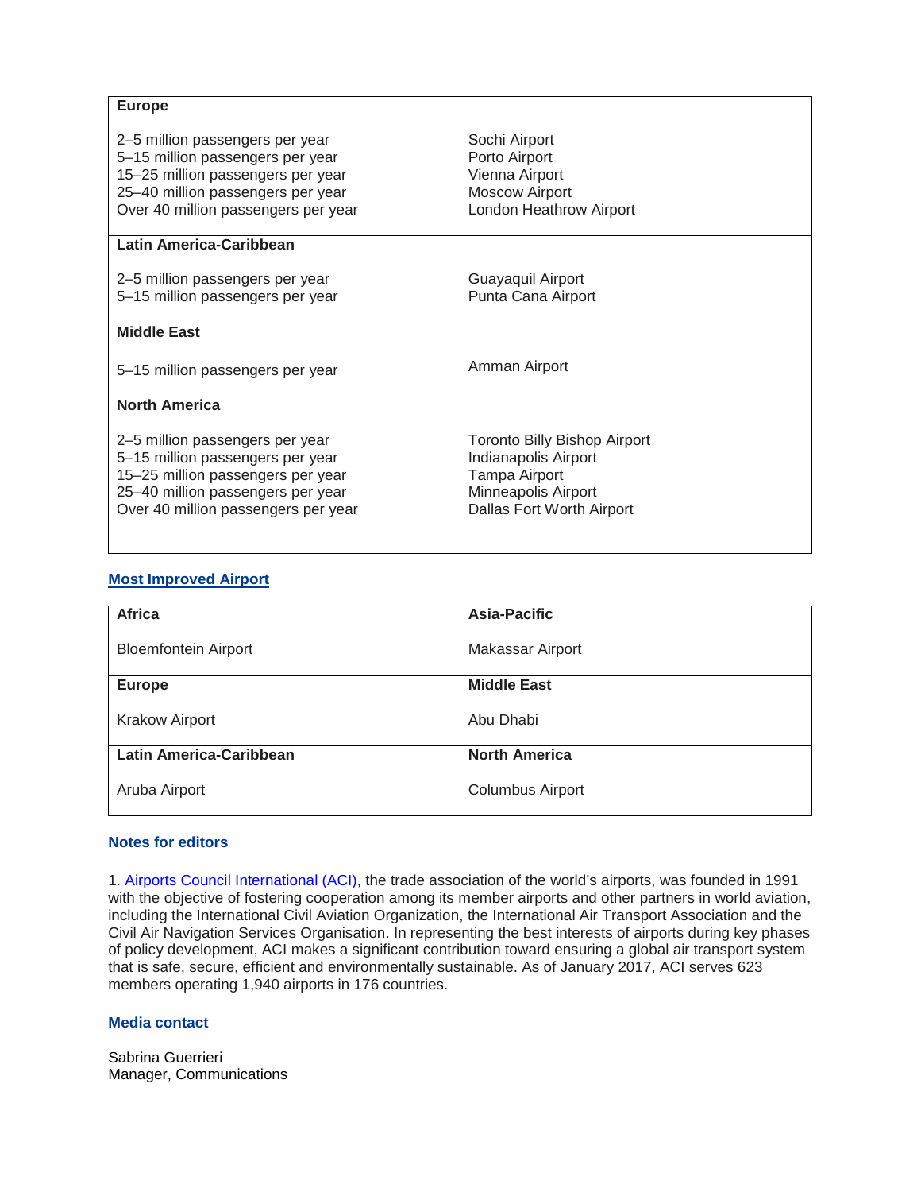| **Europe** | |
|---|---|
| 2–5 million passengers per year | Sochi Airport |
| 5–15 million passengers per year | Porto Airport |
| 15–25 million passengers per year | Vienna Airport |
| 25–40 million passengers per year | Moscow Airport |
| Over 40 million passengers per year | London Heathrow Airport |
| **Latin America-Caribbean** | |
| 2–5 million passengers per year | Guayaquil Airport |
| 5–15 million passengers per year | Punta Cana Airport |
| **Middle East** | |
| 5–15 million passengers per year | Amman Airport |
| **North America** | |
| 2–5 million passengers per year | Toronto Billy Bishop Airport |
| 5–15 million passengers per year | Indianapolis Airport |
| 15–25 million passengers per year | Tampa Airport |
| 25–40 million passengers per year | Minneapolis Airport |
| Over 40 million passengers per year | Dallas Fort Worth Airport |

### [Most Improved Airport]

| **Africa** | **Asia-Pacific** |
|---|---|
| Bloemfontein Airport | Makassar Airport |
| **Europe** | **Middle East** |
| Krakow Airport | Abu Dhabi |
| **Latin America-Caribbean** | **North America** |
| Aruba Airport | Columbus Airport |

### Notes for editors

1. [Airports Council International (ACI)], the trade association of the world's airports, was founded in 1991 with the objective of fostering cooperation among its member airports and other partners in world aviation, including the International Civil Aviation Organization, the International Air Transport Association and the Civil Air Navigation Services Organisation. In representing the best interests of airports during key phases of policy development, ACI makes a significant contribution toward ensuring a global air transport system that is safe, secure, efficient and environmentally sustainable. As of January 2017, ACI serves 623 members operating 1,940 airports in 176 countries.

### Media contact

Sabrina Guerrieri
Manager, Communications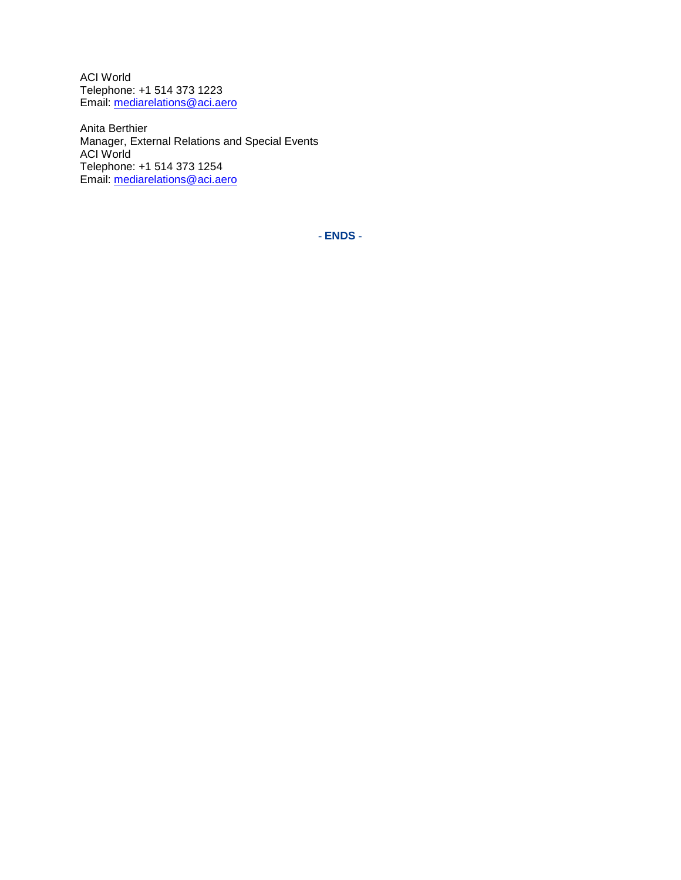ACI World
Telephone: +1 514 373 1223
Email: mediarelations@aci.aero

Anita Berthier
Manager, External Relations and Special Events
ACI World
Telephone: +1 514 373 1254
Email: mediarelations@aci.aero

- **ENDS** -